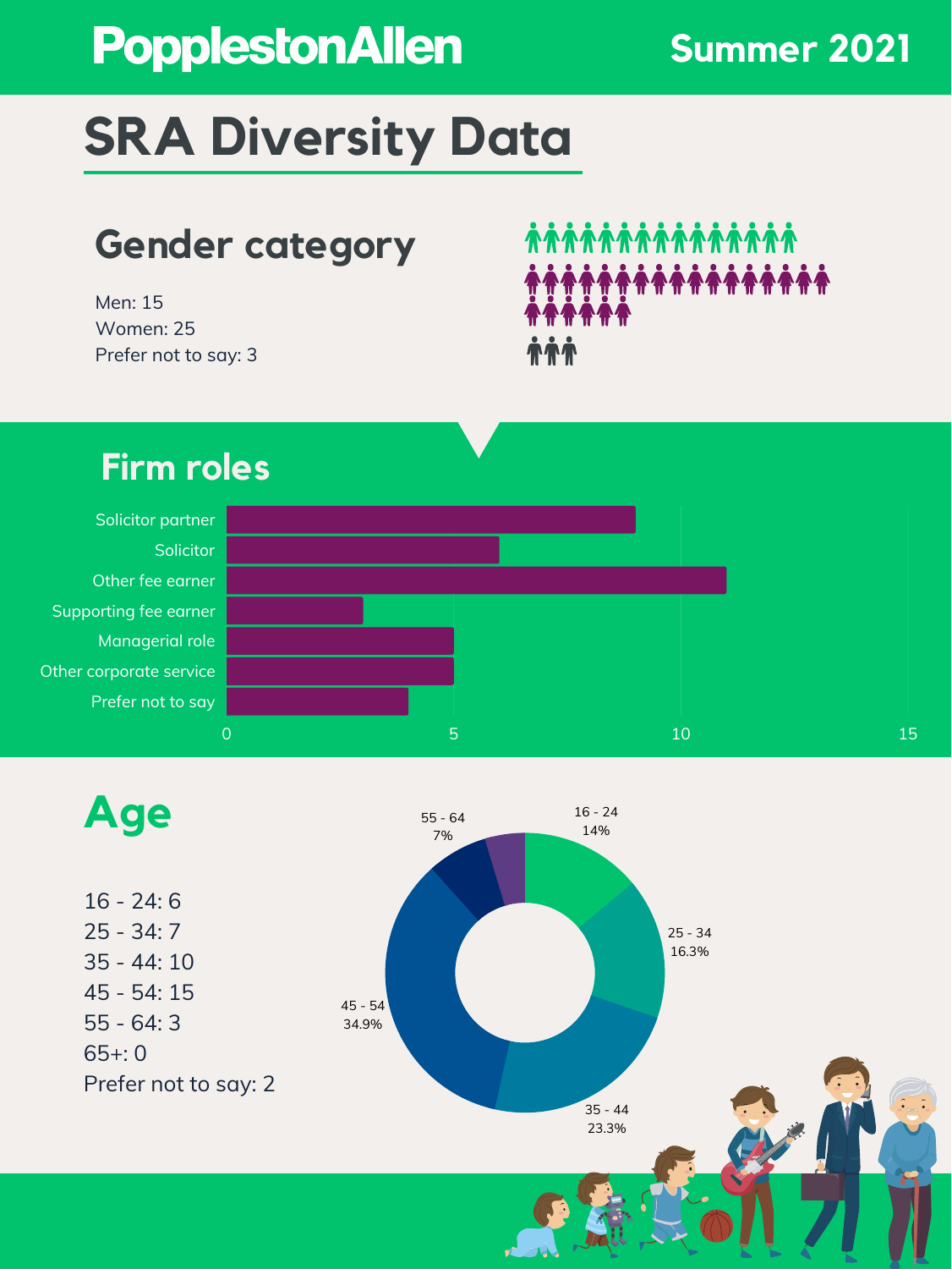PopplestonAllen

Summer 2021

# SRA Diversity Data

## Gender category

Men: 15
Women: 25
Prefer not to say: 3

## Firm roles

| Role | Count |
|---|---|
| Solicitor partner | 9 |
| Solicitor | 6 |
| Other fee earner | 11 |
| Supporting fee earner | 3 |
| Managerial role | 5 |
| Other corporate service | 5 |
| Prefer not to say | 4 |

## Age

16 - 24: 6
25 - 34: 7
35 - 44: 10
45 - 54: 15
55 - 64: 3
65+: 0
Prefer not to say: 2

16 - 24 14%
25 - 34 16.3%
35 - 44 23.3%
45 - 54 34.9%
55 - 64 7%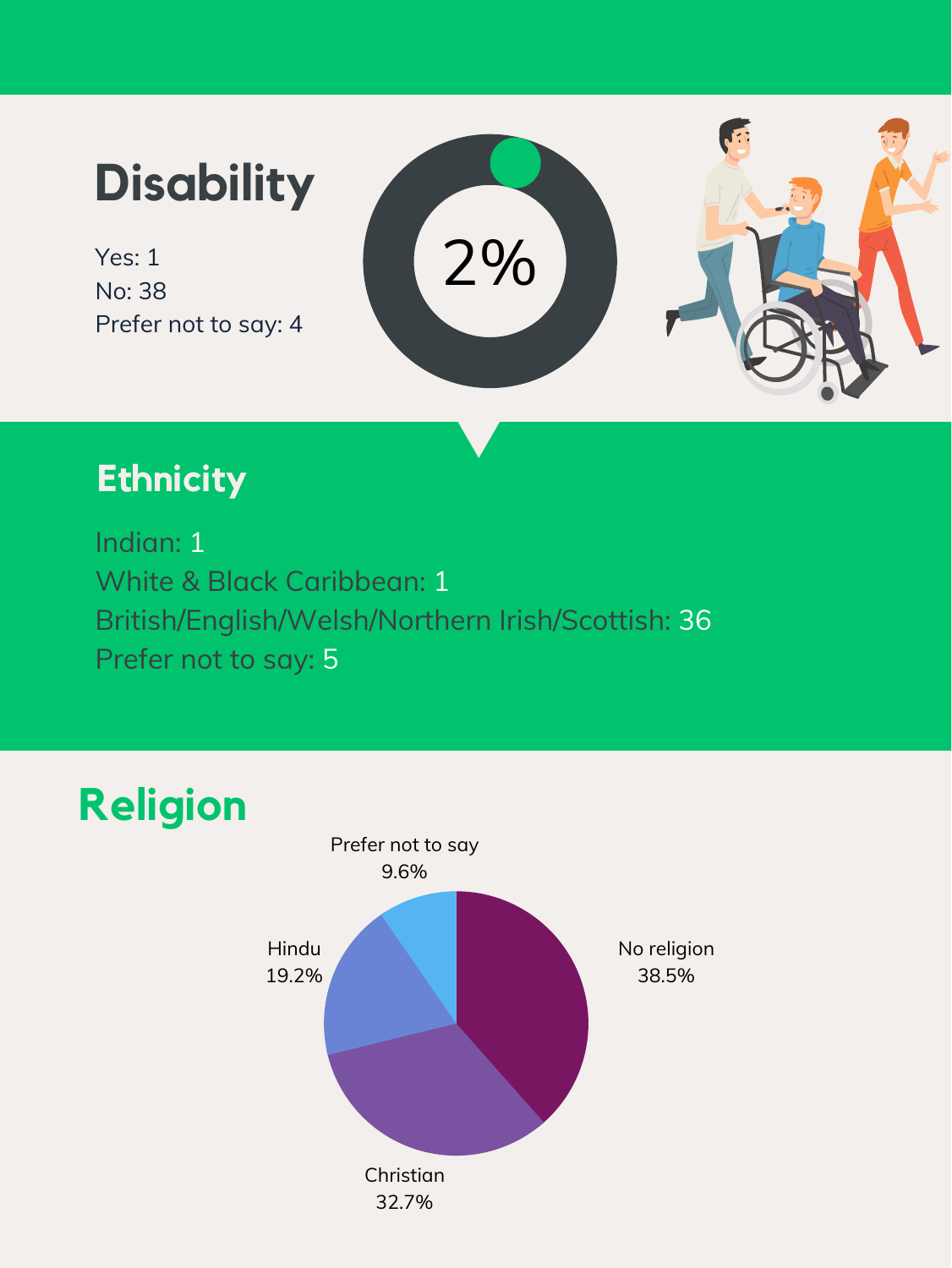## Disability

Yes: 1
No: 38
Prefer not to say: 4

2%

## Ethnicity

Indian: 1
White & Black Caribbean: 1
British/English/Welsh/Northern Irish/Scottish: 36
Prefer not to say: 5

## Religion

Prefer not to say 9.6%

Hindu 19.2%

No religion 38.5%

Christian 32.7%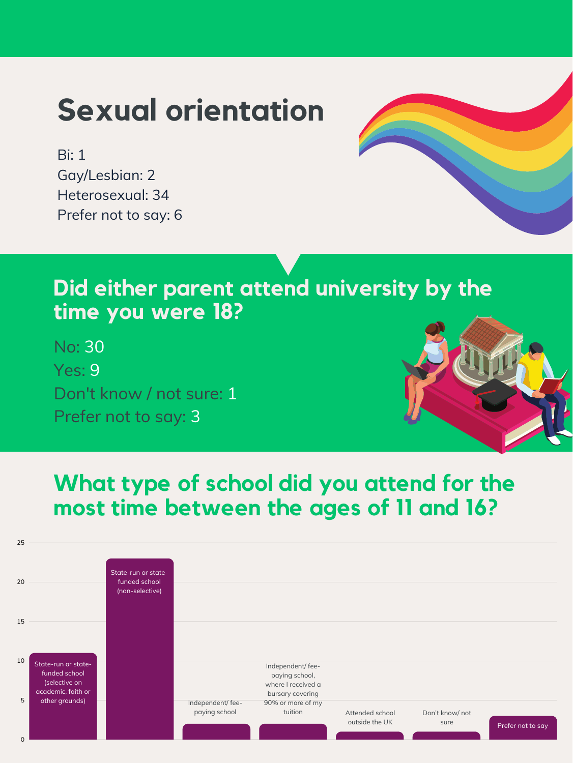# Sexual orientation

Bi: 1
Gay/Lesbian: 2
Heterosexual: 34
Prefer not to say: 6

## Did either parent attend university by the time you were 18?

No: 30
Yes: 9
Don't know / not sure: 1
Prefer not to say: 3

## What type of school did you attend for the most time between the ages of 11 and 16?

| School type | Count |
| --- | --- |
| State-run or state-funded school (selective on academic, faith or other grounds) | 11 |
| State-run or state-funded school (non-selective) | 23 |
| Independent/ fee-paying school | 2 |
| Independent/ fee-paying school, where I received a bursary covering 90% or more of my tuition | 2 |
| Attended school outside the UK | 1 |
| Don't know/ not sure | 1 |
| Prefer not to say | 3 |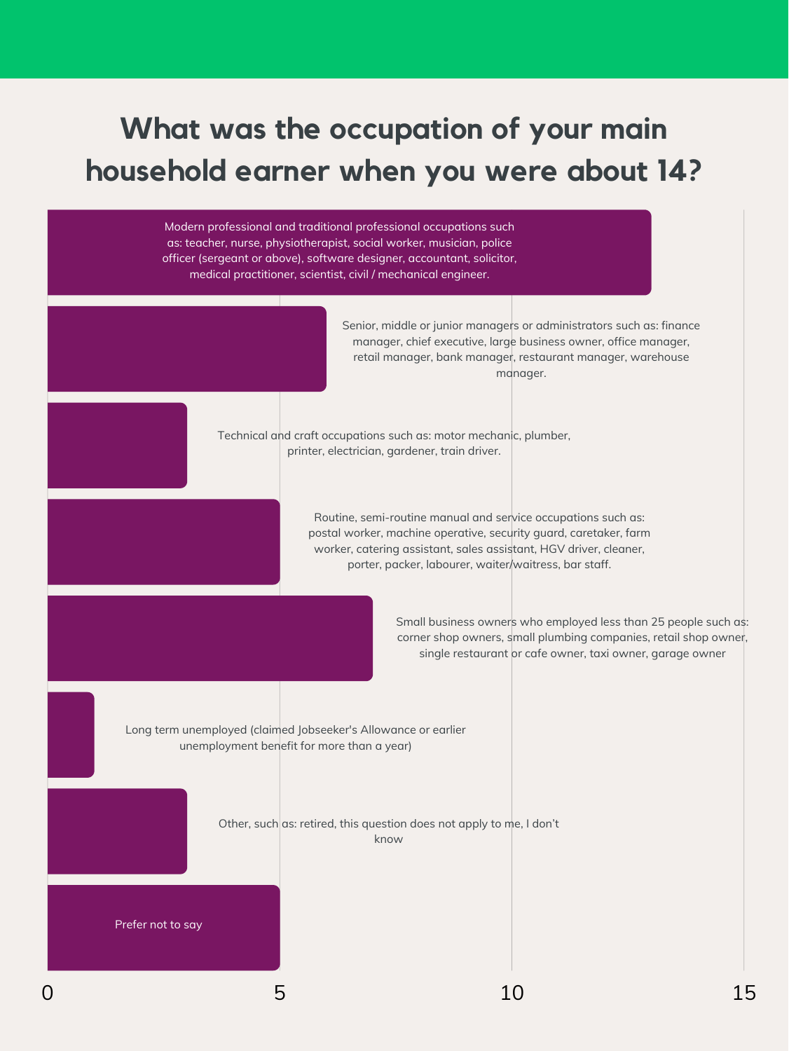# What was the occupation of your main household earner when you were about 14?

| Occupation | Count |
|---|---|
| Modern professional and traditional professional occupations such as: teacher, nurse, physiotherapist, social worker, musician, police officer (sergeant or above), software designer, accountant, solicitor, medical practitioner, scientist, civil / mechanical engineer. | 13 |
| Senior, middle or junior managers or administrators such as: finance manager, chief executive, large business owner, office manager, retail manager, bank manager, restaurant manager, warehouse manager. | 6 |
| Technical and craft occupations such as: motor mechanic, plumber, printer, electrician, gardener, train driver. | 3 |
| Routine, semi-routine manual and service occupations such as: postal worker, machine operative, security guard, caretaker, farm worker, catering assistant, sales assistant, HGV driver, cleaner, porter, packer, labourer, waiter/waitress, bar staff. | 5 |
| Small business owners who employed less than 25 people such as: corner shop owners, small plumbing companies, retail shop owner, single restaurant or cafe owner, taxi owner, garage owner | 7 |
| Long term unemployed (claimed Jobseeker's Allowance or earlier unemployment benefit for more than a year) | 1 |
| Other, such as: retired, this question does not apply to me, I don't know | 3 |
| Prefer not to say | 5 |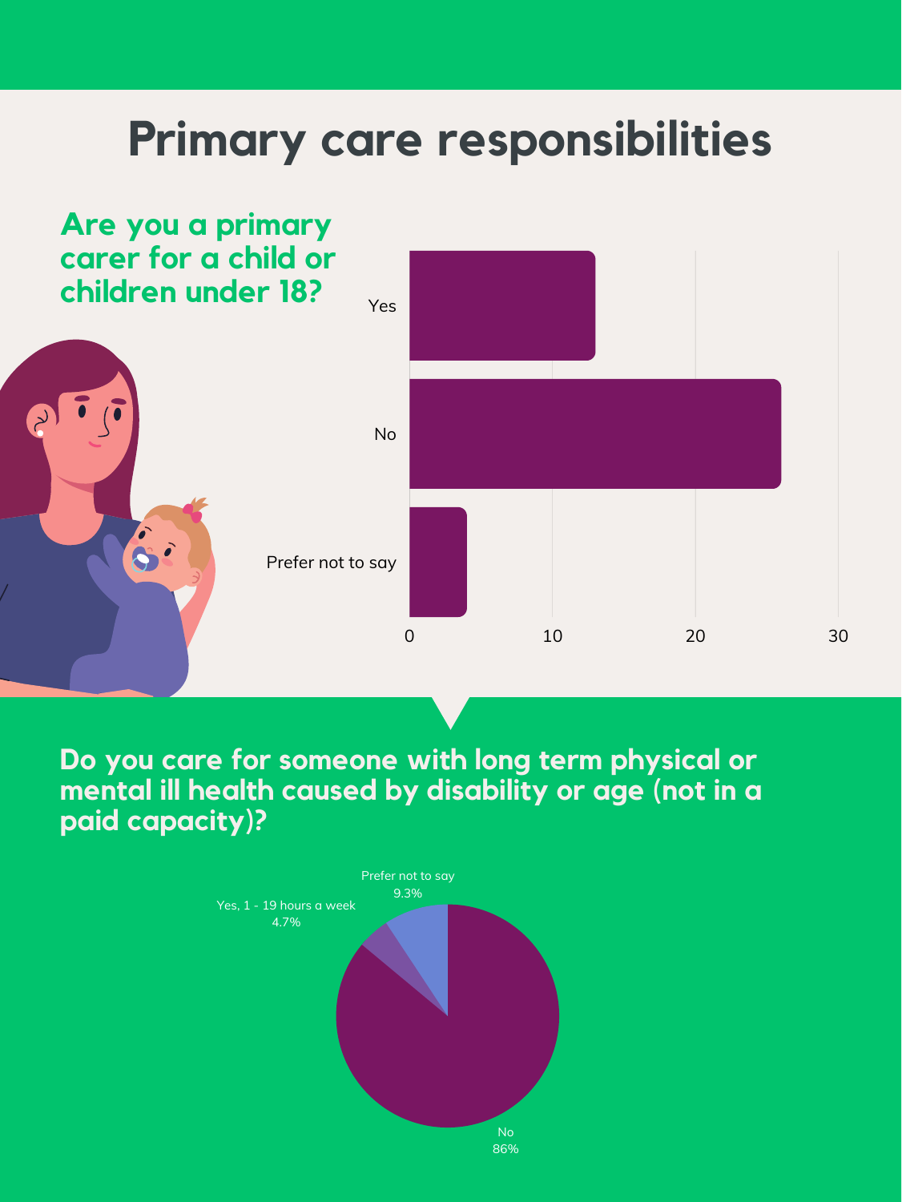# Primary care responsibilities

## Are you a primary carer for a child or children under 18?

Yes

No

Prefer not to say

0

10

20

30

## Do you care for someone with long term physical or mental ill health caused by disability or age (not in a paid capacity)?

Prefer not to say
9.3%

Yes, 1 - 19 hours a week
4.7%

No
86%